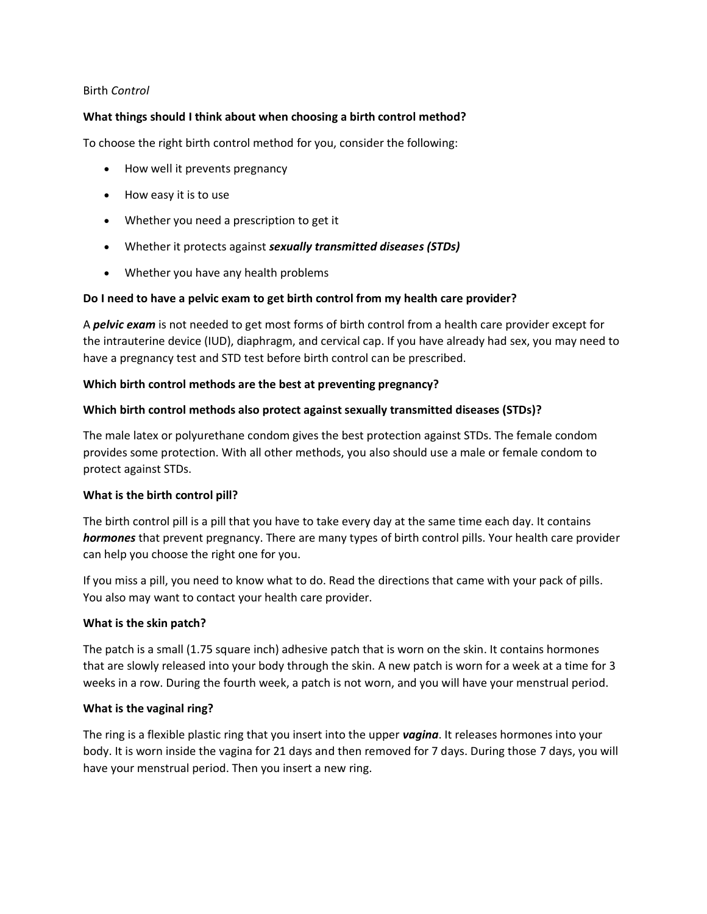Birth *Control*

**What things should I think about when choosing a birth control method?**

To choose the right birth control method for you, consider the following:

- How well it prevents pregnancy
- How easy it is to use
- Whether you need a prescription to get it
- Whether it protects against ***sexually transmitted diseases (STDs)***
- Whether you have any health problems

**Do I need to have a pelvic exam to get birth control from my health care provider?**

A ***pelvic exam*** is not needed to get most forms of birth control from a health care provider except for the intrauterine device (IUD), diaphragm, and cervical cap. If you have already had sex, you may need to have a pregnancy test and STD test before birth control can be prescribed.

**Which birth control methods are the best at preventing pregnancy?**

**Which birth control methods also protect against sexually transmitted diseases (STDs)?**

The male latex or polyurethane condom gives the best protection against STDs. The female condom provides some protection. With all other methods, you also should use a male or female condom to protect against STDs.

**What is the birth control pill?**

The birth control pill is a pill that you have to take every day at the same time each day. It contains ***hormones*** that prevent pregnancy. There are many types of birth control pills. Your health care provider can help you choose the right one for you.

If you miss a pill, you need to know what to do. Read the directions that came with your pack of pills. You also may want to contact your health care provider.

**What is the skin patch?**

The patch is a small (1.75 square inch) adhesive patch that is worn on the skin. It contains hormones that are slowly released into your body through the skin. A new patch is worn for a week at a time for 3 weeks in a row. During the fourth week, a patch is not worn, and you will have your menstrual period.

**What is the vaginal ring?**

The ring is a flexible plastic ring that you insert into the upper ***vagina***. It releases hormones into your body. It is worn inside the vagina for 21 days and then removed for 7 days. During those 7 days, you will have your menstrual period. Then you insert a new ring.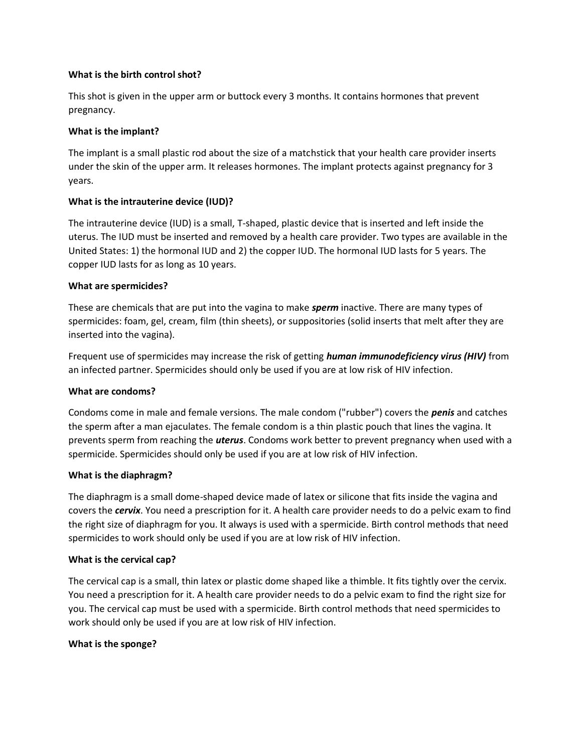**What is the birth control shot?**

This shot is given in the upper arm or buttock every 3 months. It contains hormones that prevent pregnancy.

**What is the implant?**

The implant is a small plastic rod about the size of a matchstick that your health care provider inserts under the skin of the upper arm. It releases hormones. The implant protects against pregnancy for 3 years.

**What is the intrauterine device (IUD)?**

The intrauterine device (IUD) is a small, T-shaped, plastic device that is inserted and left inside the uterus. The IUD must be inserted and removed by a health care provider. Two types are available in the United States: 1) the hormonal IUD and 2) the copper IUD. The hormonal IUD lasts for 5 years. The copper IUD lasts for as long as 10 years.

**What are spermicides?**

These are chemicals that are put into the vagina to make ***sperm*** inactive. There are many types of spermicides: foam, gel, cream, film (thin sheets), or suppositories (solid inserts that melt after they are inserted into the vagina).

Frequent use of spermicides may increase the risk of getting ***human immunodeficiency virus (HIV)*** from an infected partner. Spermicides should only be used if you are at low risk of HIV infection.

**What are condoms?**

Condoms come in male and female versions. The male condom ("rubber") covers the ***penis*** and catches the sperm after a man ejaculates. The female condom is a thin plastic pouch that lines the vagina. It prevents sperm from reaching the ***uterus***. Condoms work better to prevent pregnancy when used with a spermicide. Spermicides should only be used if you are at low risk of HIV infection.

**What is the diaphragm?**

The diaphragm is a small dome-shaped device made of latex or silicone that fits inside the vagina and covers the ***cervix***. You need a prescription for it. A health care provider needs to do a pelvic exam to find the right size of diaphragm for you. It always is used with a spermicide. Birth control methods that need spermicides to work should only be used if you are at low risk of HIV infection.

**What is the cervical cap?**

The cervical cap is a small, thin latex or plastic dome shaped like a thimble. It fits tightly over the cervix. You need a prescription for it. A health care provider needs to do a pelvic exam to find the right size for you. The cervical cap must be used with a spermicide. Birth control methods that need spermicides to work should only be used if you are at low risk of HIV infection.

**What is the sponge?**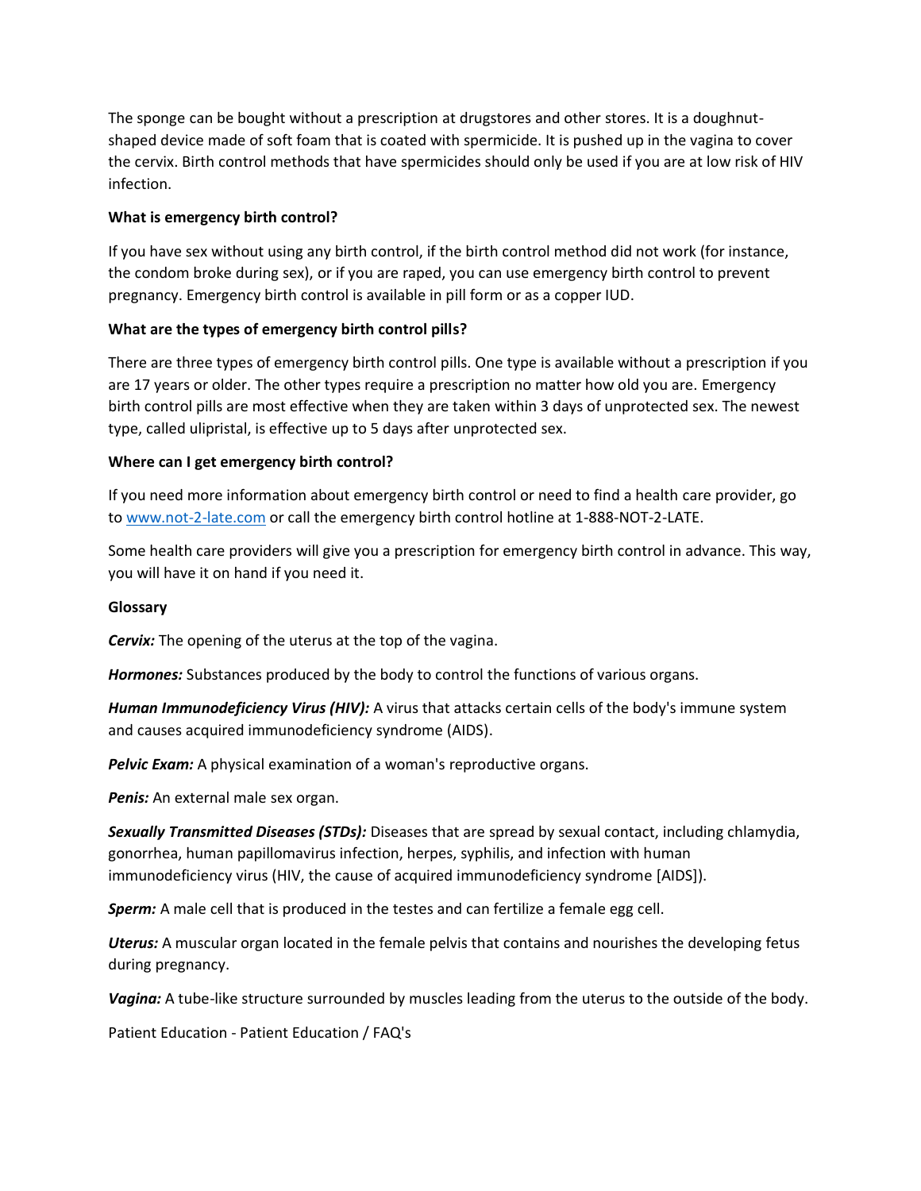The sponge can be bought without a prescription at drugstores and other stores. It is a doughnut-shaped device made of soft foam that is coated with spermicide. It is pushed up in the vagina to cover the cervix. Birth control methods that have spermicides should only be used if you are at low risk of HIV infection.

**What is emergency birth control?**

If you have sex without using any birth control, if the birth control method did not work (for instance, the condom broke during sex), or if you are raped, you can use emergency birth control to prevent pregnancy. Emergency birth control is available in pill form or as a copper IUD.

**What are the types of emergency birth control pills?**

There are three types of emergency birth control pills. One type is available without a prescription if you are 17 years or older. The other types require a prescription no matter how old you are. Emergency birth control pills are most effective when they are taken within 3 days of unprotected sex. The newest type, called ulipristal, is effective up to 5 days after unprotected sex.

**Where can I get emergency birth control?**

If you need more information about emergency birth control or need to find a health care provider, go to [www.not-2-late.com](www.not-2-late.com) or call the emergency birth control hotline at 1-888-NOT-2-LATE.

Some health care providers will give you a prescription for emergency birth control in advance. This way, you will have it on hand if you need it.

**Glossary**

***Cervix:*** The opening of the uterus at the top of the vagina.

***Hormones:*** Substances produced by the body to control the functions of various organs.

***Human Immunodeficiency Virus (HIV):*** A virus that attacks certain cells of the body's immune system and causes acquired immunodeficiency syndrome (AIDS).

***Pelvic Exam:*** A physical examination of a woman's reproductive organs.

***Penis:*** An external male sex organ.

***Sexually Transmitted Diseases (STDs):*** Diseases that are spread by sexual contact, including chlamydia, gonorrhea, human papillomavirus infection, herpes, syphilis, and infection with human immunodeficiency virus (HIV, the cause of acquired immunodeficiency syndrome [AIDS]).

***Sperm:*** A male cell that is produced in the testes and can fertilize a female egg cell.

***Uterus:*** A muscular organ located in the female pelvis that contains and nourishes the developing fetus during pregnancy.

***Vagina:*** A tube-like structure surrounded by muscles leading from the uterus to the outside of the body.

Patient Education - Patient Education / FAQ's